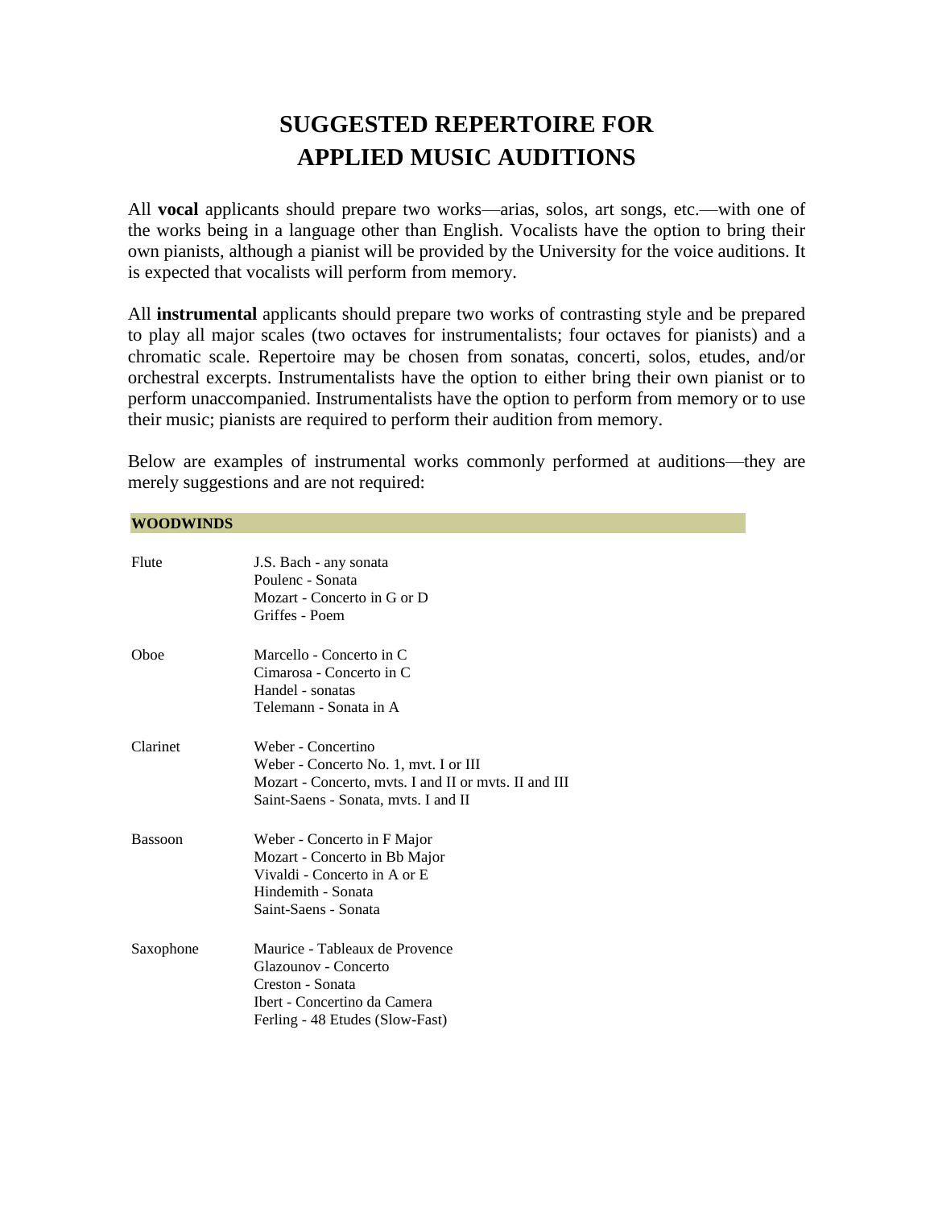# SUGGESTED REPERTOIRE FOR APPLIED MUSIC AUDITIONS

All **vocal** applicants should prepare two works—arias, solos, art songs, etc.—with one of the works being in a language other than English. Vocalists have the option to bring their own pianists, although a pianist will be provided by the University for the voice auditions. It is expected that vocalists will perform from memory.

All **instrumental** applicants should prepare two works of contrasting style and be prepared to play all major scales (two octaves for instrumentalists; four octaves for pianists) and a chromatic scale. Repertoire may be chosen from sonatas, concerti, solos, etudes, and/or orchestral excerpts. Instrumentalists have the option to either bring their own pianist or to perform unaccompanied. Instrumentalists have the option to perform from memory or to use their music; pianists are required to perform their audition from memory.

Below are examples of instrumental works commonly performed at auditions—they are merely suggestions and are not required:

## WOODWINDS

| Instrument | Suggested Works |
| --- | --- |
| Flute | J.S. Bach - any sonata<br>Poulenc - Sonata<br>Mozart - Concerto in G or D<br>Griffes - Poem |
| Oboe | Marcello - Concerto in C<br>Cimarosa - Concerto in C<br>Handel - sonatas<br>Telemann - Sonata in A |
| Clarinet | Weber - Concertino<br>Weber - Concerto No. 1, mvt. I or III<br>Mozart - Concerto, mvts. I and II or mvts. II and III<br>Saint-Saens - Sonata, mvts. I and II |
| Bassoon | Weber - Concerto in F Major<br>Mozart - Concerto in Bb Major<br>Vivaldi - Concerto in A or E<br>Hindemith - Sonata<br>Saint-Saens - Sonata |
| Saxophone | Maurice - Tableaux de Provence<br>Glazounov - Concerto<br>Creston - Sonata<br>Ibert - Concertino da Camera<br>Ferling - 48 Etudes (Slow-Fast) |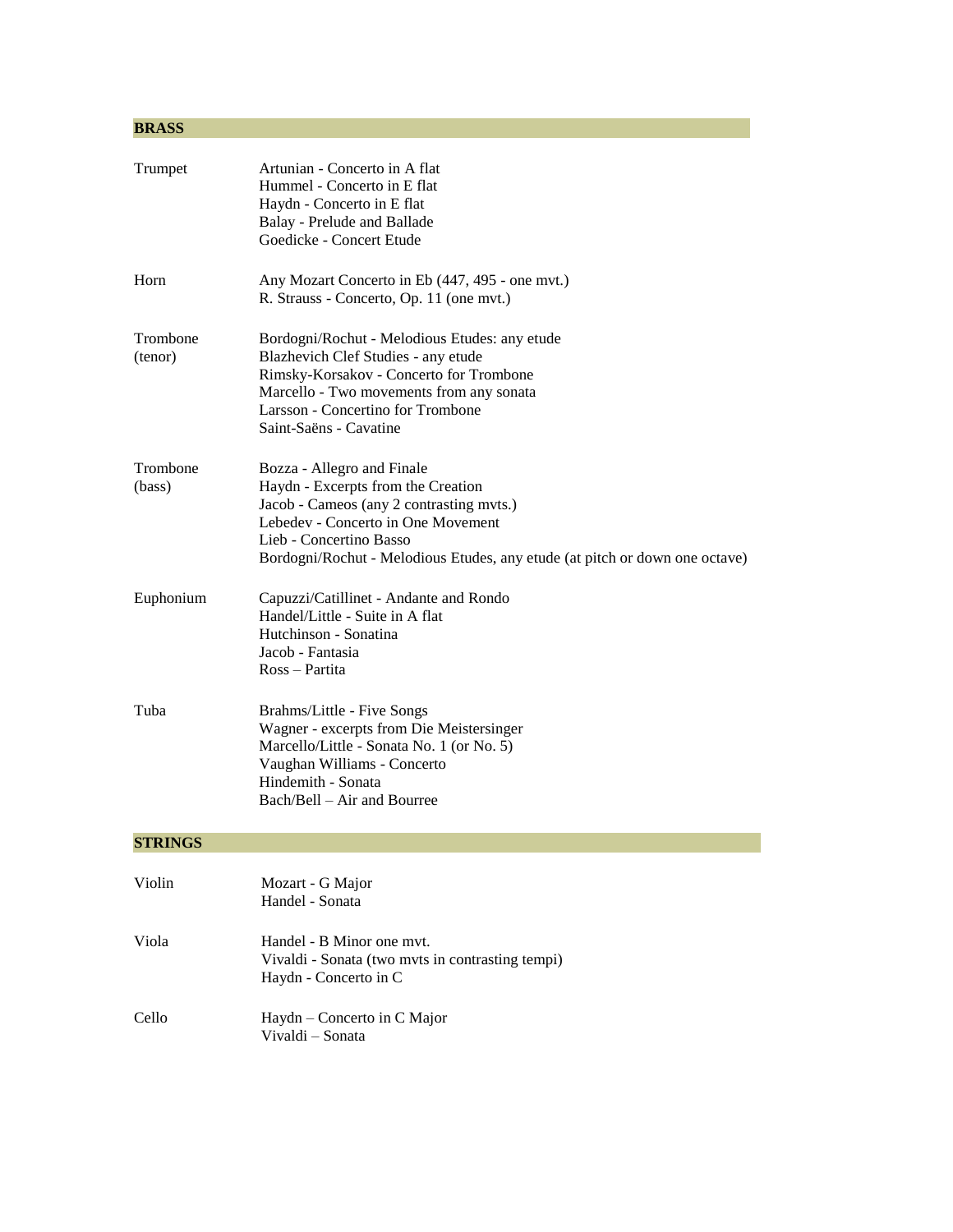## BRASS

| | |
|---|---|
| Trumpet | Artunian - Concerto in A flat<br>Hummel - Concerto in E flat<br>Haydn - Concerto in E flat<br>Balay - Prelude and Ballade<br>Goedicke - Concert Etude |
| Horn | Any Mozart Concerto in Eb (447, 495 - one mvt.)<br>R. Strauss - Concerto, Op. 11 (one mvt.) |
| Trombone (tenor) | Bordogni/Rochut - Melodious Etudes: any etude<br>Blazhevich Clef Studies - any etude<br>Rimsky-Korsakov - Concerto for Trombone<br>Marcello - Two movements from any sonata<br>Larsson - Concertino for Trombone<br>Saint-Saëns - Cavatine |
| Trombone (bass) | Bozza - Allegro and Finale<br>Haydn - Excerpts from the Creation<br>Jacob - Cameos (any 2 contrasting mvts.)<br>Lebedev - Concerto in One Movement<br>Lieb - Concertino Basso<br>Bordogni/Rochut - Melodious Etudes, any etude (at pitch or down one octave) |
| Euphonium | Capuzzi/Catillinet - Andante and Rondo<br>Handel/Little - Suite in A flat<br>Hutchinson - Sonatina<br>Jacob - Fantasia<br>Ross – Partita |
| Tuba | Brahms/Little - Five Songs<br>Wagner - excerpts from Die Meistersinger<br>Marcello/Little - Sonata No. 1 (or No. 5)<br>Vaughan Williams - Concerto<br>Hindemith - Sonata<br>Bach/Bell – Air and Bourree |

## STRINGS

| | |
|---|---|
| Violin | Mozart - G Major<br>Handel - Sonata |
| Viola | Handel - B Minor one mvt.<br>Vivaldi - Sonata (two mvts in contrasting tempi)<br>Haydn - Concerto in C |
| Cello | Haydn – Concerto in C Major<br>Vivaldi – Sonata |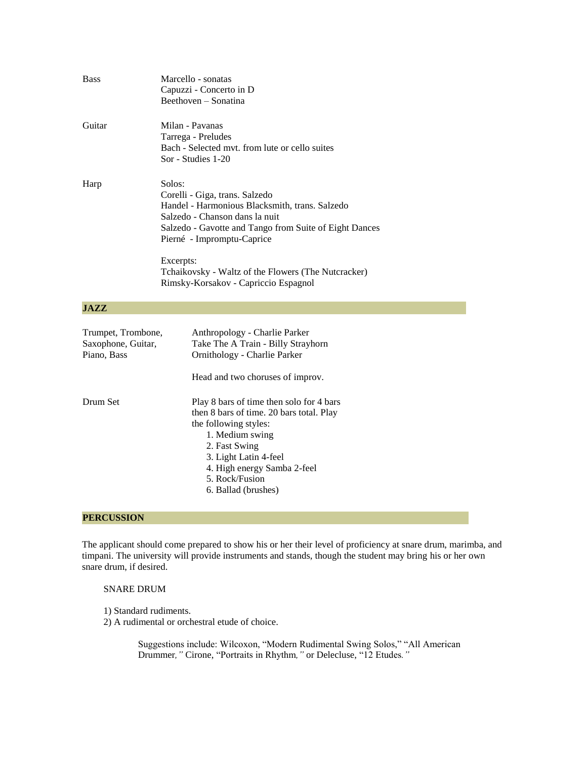| | |
|---|---|
| Bass | Marcello - sonatas<br>Capuzzi - Concerto in D<br>Beethoven – Sonatina |
| Guitar | Milan - Pavanas<br>Tarrega - Preludes<br>Bach - Selected mvt. from lute or cello suites<br>Sor - Studies 1-20 |
| Harp | Solos:<br>Corelli - Giga, trans. Salzedo<br>Handel - Harmonious Blacksmith, trans. Salzedo<br>Salzedo - Chanson dans la nuit<br>Salzedo - Gavotte and Tango from Suite of Eight Dances<br>Pierné - Impromptu-Caprice<br><br>Excerpts:<br>Tchaikovsky - Waltz of the Flowers (The Nutcracker)<br>Rimsky-Korsakov - Capriccio Espagnol |

## JAZZ

| | |
|---|---|
| Trumpet, Trombone, Saxophone, Guitar, Piano, Bass | Anthropology - Charlie Parker<br>Take The A Train - Billy Strayhorn<br>Ornithology - Charlie Parker<br><br>Head and two choruses of improv. |
| Drum Set | Play 8 bars of time then solo for 4 bars then 8 bars of time. 20 bars total. Play the following styles:<br>1. Medium swing<br>2. Fast Swing<br>3. Light Latin 4-feel<br>4. High energy Samba 2-feel<br>5. Rock/Fusion<br>6. Ballad (brushes) |

## PERCUSSION

The applicant should come prepared to show his or her their level of proficiency at snare drum, marimba, and timpani. The university will provide instruments and stands, though the student may bring his or her own snare drum, if desired.

SNARE DRUM

1) Standard rudiments.
2) A rudimental or orchestral etude of choice.

Suggestions include: Wilcoxon, "Modern Rudimental Swing Solos," "All American Drummer*,"* Cirone, "Portraits in Rhythm*,"* or Delecluse, "12 Etudes*."*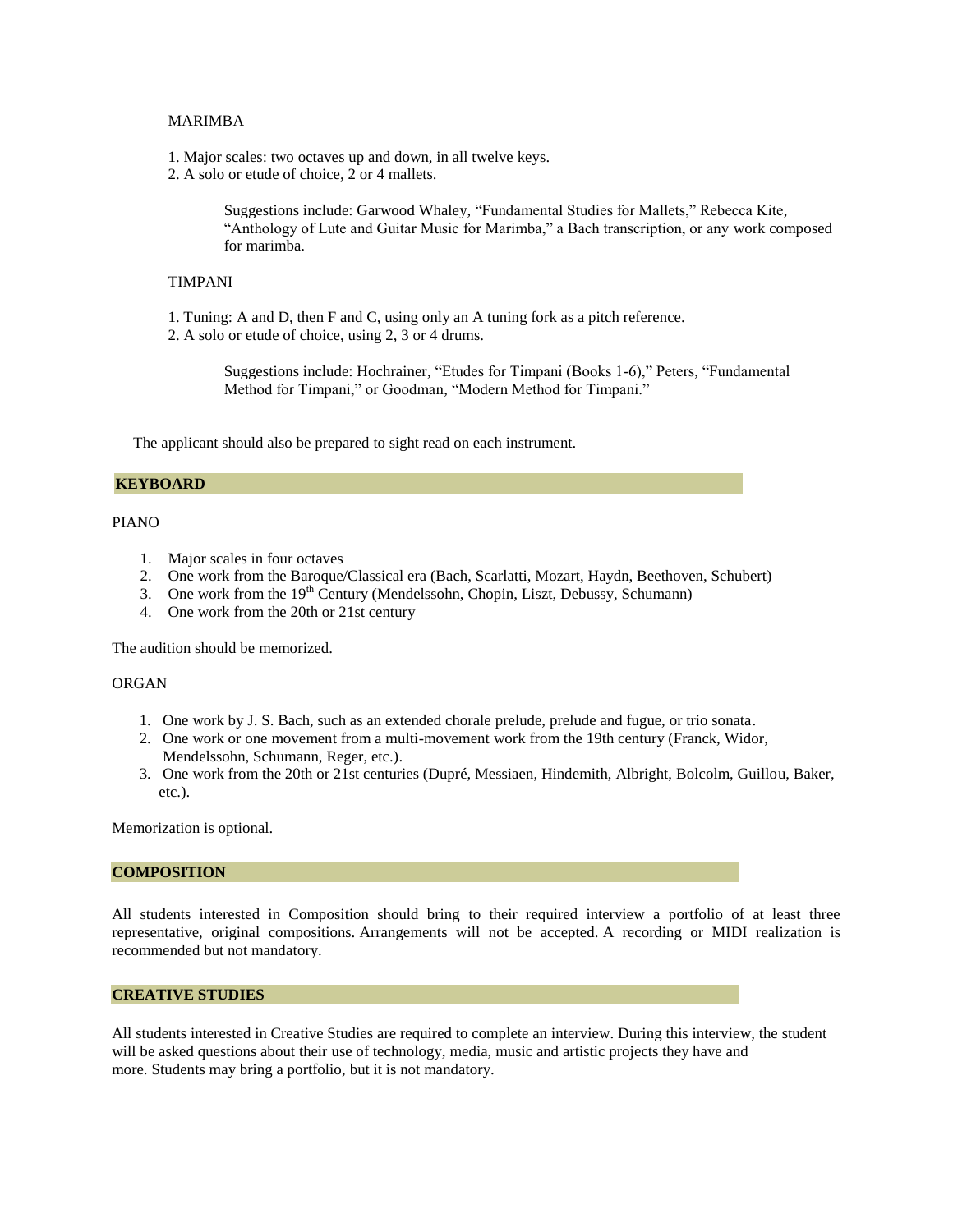MARIMBA

1. Major scales: two octaves up and down, in all twelve keys.
2. A solo or etude of choice, 2 or 4 mallets.

    Suggestions include: Garwood Whaley, "Fundamental Studies for Mallets," Rebecca Kite, "Anthology of Lute and Guitar Music for Marimba," a Bach transcription, or any work composed for marimba.

TIMPANI

1. Tuning: A and D, then F and C, using only an A tuning fork as a pitch reference.
2. A solo or etude of choice, using 2, 3 or 4 drums.

    Suggestions include: Hochrainer, "Etudes for Timpani (Books 1-6)," Peters, "Fundamental Method for Timpani," or Goodman, "Modern Method for Timpani."

The applicant should also be prepared to sight read on each instrument.

## KEYBOARD

PIANO

1. Major scales in four octaves
2. One work from the Baroque/Classical era (Bach, Scarlatti, Mozart, Haydn, Beethoven, Schubert)
3. One work from the 19th Century (Mendelssohn, Chopin, Liszt, Debussy, Schumann)
4. One work from the 20th or 21st century

The audition should be memorized.

ORGAN

1. One work by J. S. Bach, such as an extended chorale prelude, prelude and fugue, or trio sonata.
2. One work or one movement from a multi-movement work from the 19th century (Franck, Widor, Mendelssohn, Schumann, Reger, etc.).
3. One work from the 20th or 21st centuries (Dupré, Messiaen, Hindemith, Albright, Bolcolm, Guillou, Baker, etc.).

Memorization is optional.

## COMPOSITION

All students interested in Composition should bring to their required interview a portfolio of at least three representative, original compositions. Arrangements will not be accepted. A recording or MIDI realization is recommended but not mandatory.

## CREATIVE STUDIES

All students interested in Creative Studies are required to complete an interview. During this interview, the student will be asked questions about their use of technology, media, music and artistic projects they have and more. Students may bring a portfolio, but it is not mandatory.